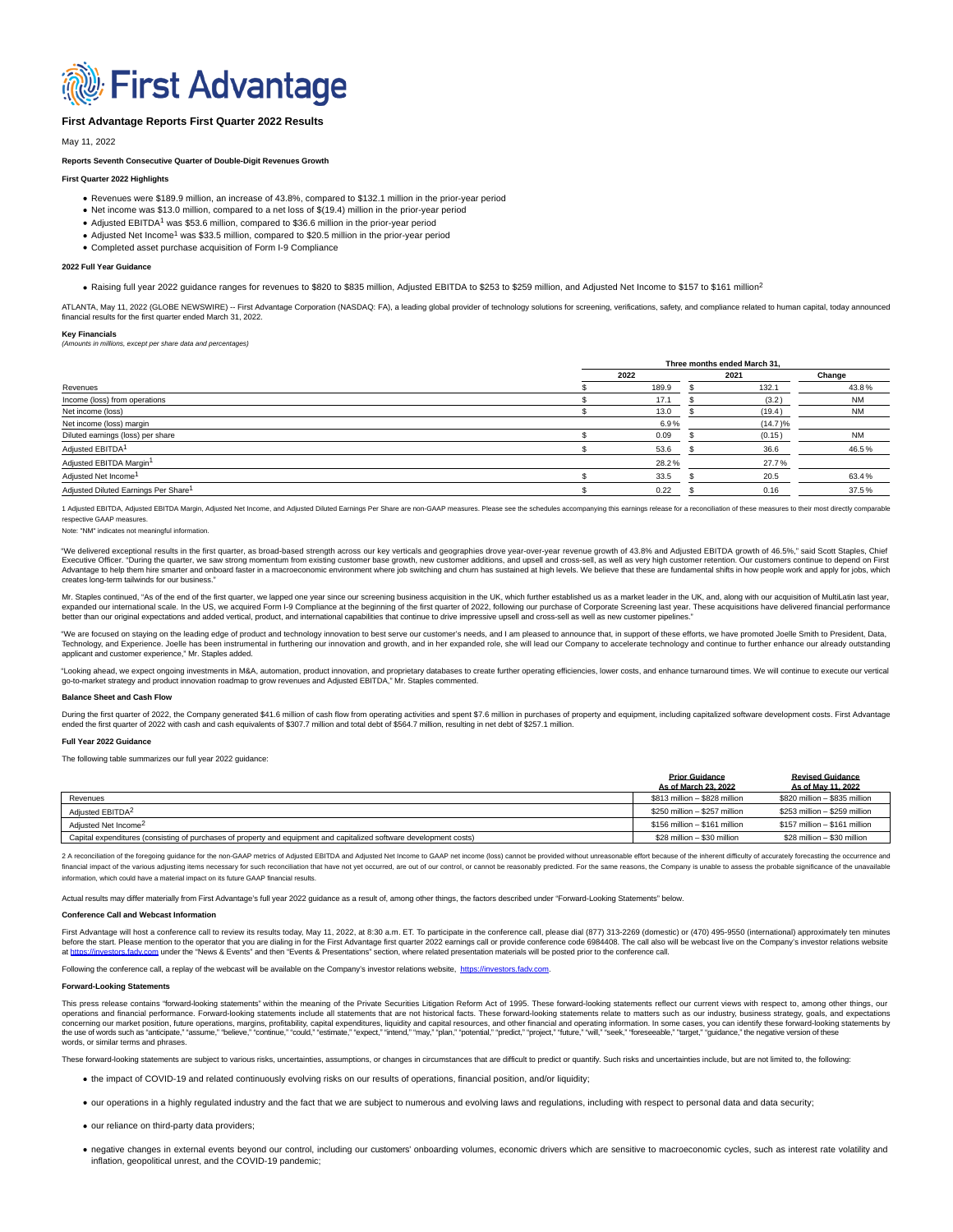# First Advantage

## First Advantage Reports First Quarter 2022 Results

May 11, 2022

**Reports Seventh Consecutive Quarter of Double-Digit Revenues Growth**

**First Quarter 2022 Highlights**

- Revenues were $189.9 million, an increase of 43.8%, compared to $132.1 million in the prior-year period
- Net income was $13.0 million, compared to a net loss of $(19.4) million in the prior-year period
- Adjusted EBITDA[1] was $53.6 million, compared to $36.6 million in the prior-year period
- Adjusted Net Income[1] was $33.5 million, compared to $20.5 million in the prior-year period
- Completed asset purchase acquisition of Form I-9 Compliance

**2022 Full Year Guidance**

- Raising full year 2022 guidance ranges for revenues to $820 to $835 million, Adjusted EBITDA to $253 to $259 million, and Adjusted Net Income to $157 to $161 million[2]

ATLANTA, May 11, 2022 (GLOBE NEWSWIRE) -- First Advantage Corporation (NASDAQ: FA), a leading global provider of technology solutions for screening, verifications, safety, and compliance related to human capital, today announced financial results for the first quarter ended March 31, 2022.

**Key Financials**

*(Amounts in millions, except per share data and percentages)*

| | Three months ended March 31, | | |
|---|---|---|---|
| | 2022 | 2021 | Change |
| Revenues | $ 189.9 | $ 132.1 | 43.8% |
| Income (loss) from operations | $ 17.1 | $ (3.2) | NM |
| Net income (loss) | $ 13.0 | $ (19.4) | NM |
| Net income (loss) margin | 6.9% | (14.7)% | |
| Diluted earnings (loss) per share | $ 0.09 | $ (0.15) | NM |
| Adjusted EBITDA[1] | $ 53.6 | $ 36.6 | 46.5% |
| Adjusted EBITDA Margin[1] | 28.2% | 27.7% | |
| Adjusted Net Income[1] | $ 33.5 | $ 20.5 | 63.4% |
| Adjusted Diluted Earnings Per Share[1] | $ 0.22 | $ 0.16 | 37.5% |

1 Adjusted EBITDA, Adjusted EBITDA Margin, Adjusted Net Income, and Adjusted Diluted Earnings Per Share are non-GAAP measures. Please see the schedules accompanying this earnings release for a reconciliation of these measures to their most directly comparable respective GAAP measures.

Note: "NM" indicates not meaningful information.

"We delivered exceptional results in the first quarter, as broad-based strength across our key verticals and geographies drove year-over-year revenue growth of 43.8% and Adjusted EBITDA growth of 46.5%," said Scott Staples, Chief Executive Officer. "During the quarter, we saw strong momentum from existing customer base growth, new customer additions, and upsell and cross-sell, as well as very high customer retention. Our customers continue to depend on First Advantage to help them hire smarter and onboard faster in a macroeconomic environment where job switching and churn has sustained at high levels. We believe that these are fundamental shifts in how people work and apply for jobs, which creates long-term tailwinds for our business."

Mr. Staples continued, "As of the end of the first quarter, we lapped one year since our screening business acquisition in the UK, which further established us as a market leader in the UK, and, along with our acquisition of MultiLatin last year, expanded our international scale. In the US, we acquired Form I-9 Compliance at the beginning of the first quarter of 2022, following our purchase of Corporate Screening last year. These acquisitions have delivered financial performance better than our original expectations and added vertical, product, and international capabilities that continue to drive impressive upsell and cross-sell as well as new customer pipelines."

"We are focused on staying on the leading edge of product and technology innovation to best serve our customer's needs, and I am pleased to announce that, in support of these efforts, we have promoted Joelle Smith to President, Data, Technology, and Experience. Joelle has been instrumental in furthering our innovation and growth, and in her expanded role, she will lead our Company to accelerate technology and continue to further enhance our already outstanding applicant and customer experience," Mr. Staples added.

"Looking ahead, we expect ongoing investments in M&A, automation, product innovation, and proprietary databases to create further operating efficiencies, lower costs, and enhance turnaround times. We will continue to execute our vertical go-to-market strategy and product innovation roadmap to grow revenues and Adjusted EBITDA," Mr. Staples commented.

**Balance Sheet and Cash Flow**

During the first quarter of 2022, the Company generated $41.6 million of cash flow from operating activities and spent $7.6 million in purchases of property and equipment, including capitalized software development costs. First Advantage ended the first quarter of 2022 with cash and cash equivalents of $307.7 million and total debt of $564.7 million, resulting in net debt of $257.1 million.

**Full Year 2022 Guidance**

The following table summarizes our full year 2022 guidance:

| | Prior Guidance As of March 23, 2022 | Revised Guidance As of May 11, 2022 |
|---|---|---|
| Revenues | $813 million – $828 million | $820 million – $835 million |
| Adjusted EBITDA[2] | $250 million – $257 million | $253 million – $259 million |
| Adjusted Net Income[2] | $156 million – $161 million | $157 million – $161 million |
| Capital expenditures (consisting of purchases of property and equipment and capitalized software development costs) | $28 million – $30 million | $28 million – $30 million |

2 A reconciliation of the foregoing guidance for the non-GAAP metrics of Adjusted EBITDA and Adjusted Net Income to GAAP net income (loss) cannot be provided without unreasonable effort because of the inherent difficulty of accurately forecasting the occurrence and financial impact of the various adjusting items necessary for such reconciliation that have not yet occurred, are out of our control, or cannot be reasonably predicted. For the same reasons, the Company is unable to assess the probable significance of the unavailable information, which could have a material impact on its future GAAP financial results.

Actual results may differ materially from First Advantage's full year 2022 guidance as a result of, among other things, the factors described under "Forward-Looking Statements" below.

**Conference Call and Webcast Information**

First Advantage will host a conference call to review its results today, May 11, 2022, at 8:30 a.m. ET. To participate in the conference call, please dial (877) 313-2269 (domestic) or (470) 495-9550 (international) approximately ten minutes before the start. Please mention to the operator that you are dialing in for the First Advantage first quarter 2022 earnings call or provide conference code 6984408. The call also will be webcast live on the Company's investor relations website at https://investors.fadv.com under the "News & Events" and then "Events & Presentations" section, where related presentation materials will be posted prior to the conference call.

Following the conference call, a replay of the webcast will be available on the Company's investor relations website, https://investors.fadv.com.

**Forward-Looking Statements**

This press release contains "forward-looking statements" within the meaning of the Private Securities Litigation Reform Act of 1995. These forward-looking statements reflect our current views with respect to, among other things, our operations and financial performance. Forward-looking statements include all statements that are not historical facts. These forward-looking statements relate to matters such as our industry, business strategy, goals, and expectations concerning our market position, future operations, margins, profitability, capital expenditures, liquidity and capital resources, and other financial and operating information. In some cases, you can identify these forward-looking statements by the use of words such as "anticipate," "assume," "believe," "continue," "could," "estimate," "expect," "intend," "may," "plan," "potential," "predict," "project," "future," "will," "seek," "foreseeable," "target," "guidance," the negative version of these words, or similar terms and phrases.

These forward-looking statements are subject to various risks, uncertainties, assumptions, or changes in circumstances that are difficult to predict or quantify. Such risks and uncertainties include, but are not limited to, the following:

- the impact of COVID-19 and related continuously evolving risks on our results of operations, financial position, and/or liquidity;
- our operations in a highly regulated industry and the fact that we are subject to numerous and evolving laws and regulations, including with respect to personal data and data security;
- our reliance on third-party data providers;
- negative changes in external events beyond our control, including our customers' onboarding volumes, economic drivers which are sensitive to macroeconomic cycles, such as interest rate volatility and inflation, geopolitical unrest, and the COVID-19 pandemic;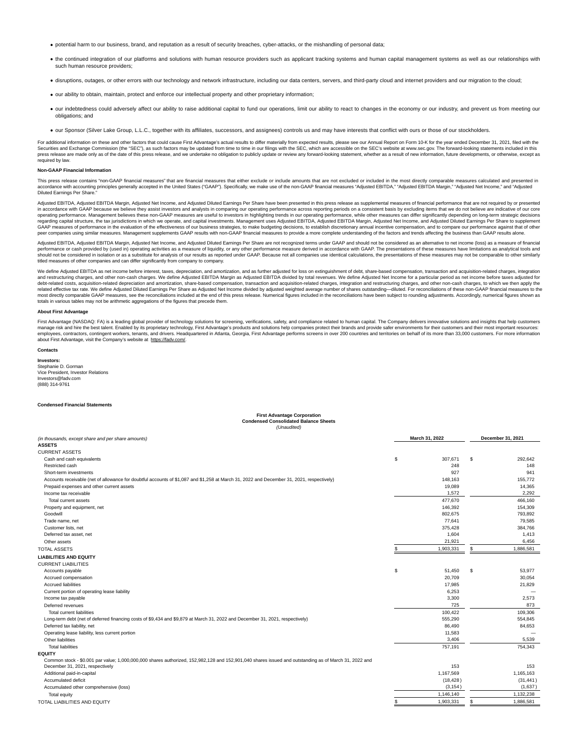- potential harm to our business, brand, and reputation as a result of security breaches, cyber-attacks, or the mishandling of personal data;
- the continued integration of our platforms and solutions with human resource providers such as applicant tracking systems and human capital management systems as well as our relationships with such human resource providers;
- disruptions, outages, or other errors with our technology and network infrastructure, including our data centers, servers, and third-party cloud and internet providers and our migration to the cloud;
- our ability to obtain, maintain, protect and enforce our intellectual property and other proprietary information;
- our indebtedness could adversely affect our ability to raise additional capital to fund our operations, limit our ability to react to changes in the economy or our industry, and prevent us from meeting our obligations; and
- our Sponsor (Silver Lake Group, L.L.C., together with its affiliates, successors, and assignees) controls us and may have interests that conflict with ours or those of our stockholders.

For additional information on these and other factors that could cause First Advantage's actual results to differ materially from expected results, please see our Annual Report on Form 10-K for the year ended December 31, 2021, filed with the Securities and Exchange Commission (the "SEC"), as such factors may be updated from time to time in our filings with the SEC, which are accessible on the SEC's website at www.sec.gov. The forward-looking statements included in this press release are made only as of the date of this press release, and we undertake no obligation to publicly update or review any forward-looking statement, whether as a result of new information, future developments, or otherwise, except as required by law.

**Non-GAAP Financial Information**

This press release contains "non-GAAP financial measures" that are financial measures that either exclude or include amounts that are not excluded or included in the most directly comparable measures calculated and presented in accordance with accounting principles generally accepted in the United States ("GAAP"). Specifically, we make use of the non-GAAP financial measures "Adjusted EBITDA," "Adjusted EBITDA Margin," "Adjusted Net Income," and "Adjusted Diluted Earnings Per Share."

Adjusted EBITDA, Adjusted EBITDA Margin, Adjusted Net Income, and Adjusted Diluted Earnings Per Share have been presented in this press release as supplemental measures of financial performance that are not required by or presented in accordance with GAAP because we believe they assist investors and analysts in comparing our operating performance across reporting periods on a consistent basis by excluding items that we do not believe are indicative of our core operating performance. Management believes these non-GAAP measures are useful to investors in highlighting trends in our operating performance, while other measures can differ significantly depending on long-term strategic decisions regarding capital structure, the tax jurisdictions in which we operate, and capital investments. Management uses Adjusted EBITDA, Adjusted EBITDA Margin, Adjusted Net Income, and Adjusted Diluted Earnings Per Share to supplement GAAP measures of performance in the evaluation of the effectiveness of our business strategies, to make budgeting decisions, to establish discretionary annual incentive compensation, and to compare our performance against that of other peer companies using similar measures. Management supplements GAAP results with non-GAAP financial measures to provide a more complete understanding of the factors and trends affecting the business than GAAP results alone.

Adjusted EBITDA, Adjusted EBITDA Margin, Adjusted Net Income, and Adjusted Diluted Earnings Per Share are not recognized terms under GAAP and should not be considered as an alternative to net income (loss) as a measure of financial performance or cash provided by (used in) operating activities as a measure of liquidity, or any other performance measure derived in accordance with GAAP. The presentations of these measures have limitations as analytical tools and should not be considered in isolation or as a substitute for analysis of our results as reported under GAAP. Because not all companies use identical calculations, the presentations of these measures may not be comparable to other similarly titled measures of other companies and can differ significantly from company to company.

We define Adjusted EBITDA as net income before interest, taxes, depreciation, and amortization, and as further adjusted for loss on extinguishment of debt, share-based compensation, transaction and acquisition-related charges, integration and restructuring charges, and other non-cash charges. We define Adjusted EBITDA Margin as Adjusted EBITDA divided by total revenues. We define Adjusted Net Income for a particular period as net income before taxes adjusted for debt-related costs, acquisition-related depreciation and amortization, share-based compensation, transaction and acquisition-related charges, integration and restructuring charges, and other non-cash charges, to which we then apply the related effective tax rate. We define Adjusted Diluted Earnings Per Share as Adjusted Net Income divided by adjusted weighted average number of shares outstanding—diluted. For reconciliations of these non-GAAP financial measures to the most directly comparable GAAP measures, see the reconciliations included at the end of this press release. Numerical figures included in the reconciliations have been subject to rounding adjustments. Accordingly, numerical figures shown as totals in various tables may not be arithmetic aggregations of the figures that precede them.

**About First Advantage**

First Advantage (NASDAQ: FA) is a leading global provider of technology solutions for screening, verifications, safety, and compliance related to human capital. The Company delivers innovative solutions and insights that help customers manage risk and hire the best talent. Enabled by its proprietary technology, First Advantage's products and solutions help companies protect their brands and provide safer environments for their customers and their most important resources: employees, contractors, contingent workers, tenants, and drivers. Headquartered in Atlanta, Georgia, First Advantage performs screens in over 200 countries and territories on behalf of its more than 33,000 customers. For more information about First Advantage, visit the Company's website at https://fadv.com/.

**Contacts**

**Investors:**
Stephanie D. Gorman
Vice President, Investor Relations
Investors@fadv.com
(888) 314-9761

**Condensed Financial Statements**

**First Advantage Corporation**
**Condensed Consolidated Balance Sheets**
*(Unaudited)*

| *(in thousands, except share and per share amounts)* | March 31, 2022 | December 31, 2021 |
|---|---|---|
| **ASSETS** | | |
| CURRENT ASSETS | | |
| Cash and cash equivalents | $ 307,671 | $ 292,642 |
| Restricted cash | 248 | 148 |
| Short-term investments | 927 | 941 |
| Accounts receivable (net of allowance for doubtful accounts of $1,087 and $1,258 at March 31, 2022 and December 31, 2021, respectively) | 148,163 | 155,772 |
| Prepaid expenses and other current assets | 19,089 | 14,365 |
| Income tax receivable | 1,572 | 2,292 |
| Total current assets | 477,670 | 466,160 |
| Property and equipment, net | 146,392 | 154,309 |
| Goodwill | 802,675 | 793,892 |
| Trade name, net | 77,641 | 79,585 |
| Customer lists, net | 375,428 | 384,766 |
| Deferred tax asset, net | 1,604 | 1,413 |
| Other assets | 21,921 | 6,456 |
| TOTAL ASSETS | $ 1,903,331 | $ 1,886,581 |
| **LIABILITIES AND EQUITY** | | |
| CURRENT LIABILITIES | | |
| Accounts payable | $ 51,450 | $ 53,977 |
| Accrued compensation | 20,709 | 30,054 |
| Accrued liabilities | 17,985 | 21,829 |
| Current portion of operating lease liability | 6,253 | — |
| Income tax payable | 3,300 | 2,573 |
| Deferred revenues | 725 | 873 |
| Total current liabilities | 100,422 | 109,306 |
| Long-term debt (net of deferred financing costs of $9,434 and $9,879 at March 31, 2022 and December 31, 2021, respectively) | 555,290 | 554,845 |
| Deferred tax liability, net | 86,490 | 84,653 |
| Operating lease liability, less current portion | 11,583 | — |
| Other liabilities | 3,406 | 5,539 |
| Total liabilities | 757,191 | 754,343 |
| **EQUITY** | | |
| Common stock - $0.001 par value; 1,000,000,000 shares authorized, 152,982,128 and 152,901,040 shares issued and outstanding as of March 31, 2022 and December 31, 2021, respectively | 153 | 153 |
| Additional paid-in-capital | 1,167,569 | 1,165,163 |
| Accumulated deficit | (18,428) | (31,441) |
| Accumulated other comprehensive (loss) | (3,154) | (1,637) |
| Total equity | 1,146,140 | 1,132,238 |
| TOTAL LIABILITIES AND EQUITY | $ 1,903,331 | $ 1,886,581 |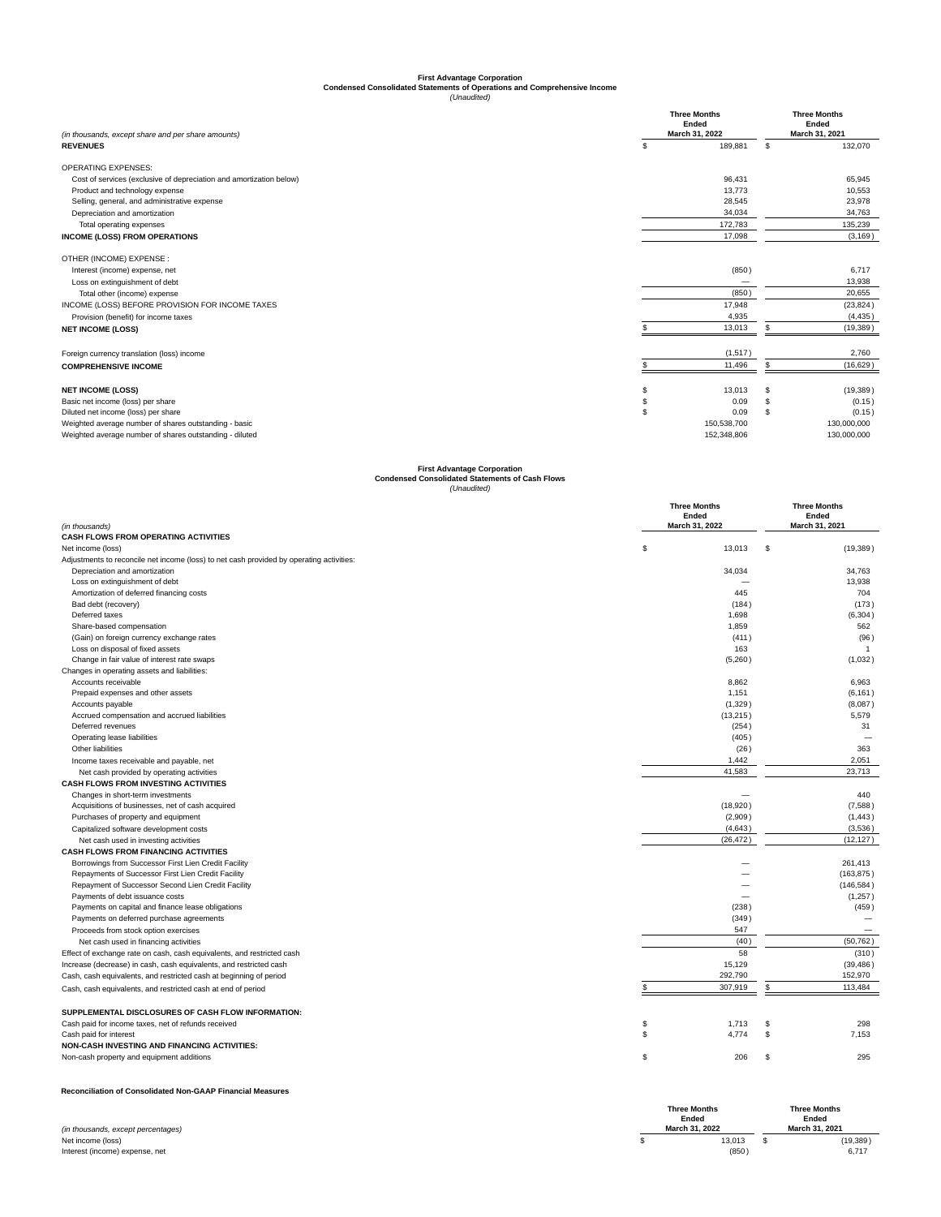**First Advantage Corporation**
**Condensed Consolidated Statements of Operations and Comprehensive Income**
*(Unaudited)*

| *(in thousands, except share and per share amounts)* | Three Months Ended March 31, 2022 | Three Months Ended March 31, 2021 |
|---|---|---|
| **REVENUES** | $ 189,881 | $ 132,070 |
| OPERATING EXPENSES: | | |
| Cost of services (exclusive of depreciation and amortization below) | 96,431 | 65,945 |
| Product and technology expense | 13,773 | 10,553 |
| Selling, general, and administrative expense | 28,545 | 23,978 |
| Depreciation and amortization | 34,034 | 34,763 |
| Total operating expenses | 172,783 | 135,239 |
| **INCOME (LOSS) FROM OPERATIONS** | 17,098 | (3,169) |
| OTHER (INCOME) EXPENSE : | | |
| Interest (income) expense, net | (850) | 6,717 |
| Loss on extinguishment of debt | — | 13,938 |
| Total other (income) expense | (850) | 20,655 |
| INCOME (LOSS) BEFORE PROVISION FOR INCOME TAXES | 17,948 | (23,824) |
| Provision (benefit) for income taxes | 4,935 | (4,435) |
| **NET INCOME (LOSS)** | $ 13,013 | $ (19,389) |
| Foreign currency translation (loss) income | (1,517) | 2,760 |
| **COMPREHENSIVE INCOME** | $ 11,496 | $ (16,629) |
| **NET INCOME (LOSS)** | $ 13,013 | $ (19,389) |
| Basic net income (loss) per share | $ 0.09 | $ (0.15) |
| Diluted net income (loss) per share | $ 0.09 | $ (0.15) |
| Weighted average number of shares outstanding - basic | 150,538,700 | 130,000,000 |
| Weighted average number of shares outstanding - diluted | 152,348,806 | 130,000,000 |

**First Advantage Corporation**
**Condensed Consolidated Statements of Cash Flows**
*(Unaudited)*

| *(in thousands)* | Three Months Ended March 31, 2022 | Three Months Ended March 31, 2021 |
|---|---|---|
| **CASH FLOWS FROM OPERATING ACTIVITIES** | | |
| Net income (loss) | $ 13,013 | $ (19,389) |
| Adjustments to reconcile net income (loss) to net cash provided by operating activities: | | |
| Depreciation and amortization | 34,034 | 34,763 |
| Loss on extinguishment of debt | — | 13,938 |
| Amortization of deferred financing costs | 445 | 704 |
| Bad debt (recovery) | (184) | (173) |
| Deferred taxes | 1,698 | (6,304) |
| Share-based compensation | 1,859 | 562 |
| (Gain) on foreign currency exchange rates | (411) | (96) |
| Loss on disposal of fixed assets | 163 | 1 |
| Change in fair value of interest rate swaps | (5,260) | (1,032) |
| Changes in operating assets and liabilities: | | |
| Accounts receivable | 8,862 | 6,963 |
| Prepaid expenses and other assets | 1,151 | (6,161) |
| Accounts payable | (1,329) | (8,087) |
| Accrued compensation and accrued liabilities | (13,215) | 5,579 |
| Deferred revenues | (254) | 31 |
| Operating lease liabilities | (405) | — |
| Other liabilities | (26) | 363 |
| Income taxes receivable and payable, net | 1,442 | 2,051 |
| Net cash provided by operating activities | 41,583 | 23,713 |
| **CASH FLOWS FROM INVESTING ACTIVITIES** | | |
| Changes in short-term investments | — | 440 |
| Acquisitions of businesses, net of cash acquired | (18,920) | (7,588) |
| Purchases of property and equipment | (2,909) | (1,443) |
| Capitalized software development costs | (4,643) | (3,536) |
| Net cash used in investing activities | (26,472) | (12,127) |
| **CASH FLOWS FROM FINANCING ACTIVITIES** | | |
| Borrowings from Successor First Lien Credit Facility | — | 261,413 |
| Repayments of Successor First Lien Credit Facility | — | (163,875) |
| Repayment of Successor Second Lien Credit Facility | — | (146,584) |
| Payments of debt issuance costs | — | (1,257) |
| Payments on capital and finance lease obligations | (238) | (459) |
| Payments on deferred purchase agreements | (349) | — |
| Proceeds from stock option exercises | 547 | — |
| Net cash used in financing activities | (40) | (50,762) |
| Effect of exchange rate on cash, cash equivalents, and restricted cash | 58 | (310) |
| Increase (decrease) in cash, cash equivalents, and restricted cash | 15,129 | (39,486) |
| Cash, cash equivalents, and restricted cash at beginning of period | 292,790 | 152,970 |
| Cash, cash equivalents, and restricted cash at end of period | $ 307,919 | $ 113,484 |
| **SUPPLEMENTAL DISCLOSURES OF CASH FLOW INFORMATION:** | | |
| Cash paid for income taxes, net of refunds received | $ 1,713 | $ 298 |
| Cash paid for interest | $ 4,774 | $ 7,153 |
| **NON-CASH INVESTING AND FINANCING ACTIVITIES:** | | |
| Non-cash property and equipment additions | $ 206 | $ 295 |

**Reconciliation of Consolidated Non-GAAP Financial Measures**

| *(in thousands, except percentages)* | Three Months Ended March 31, 2022 | Three Months Ended March 31, 2021 |
|---|---|---|
| Net income (loss) | $ 13,013 | $ (19,389) |
| Interest (income) expense, net | (850) | 6,717 |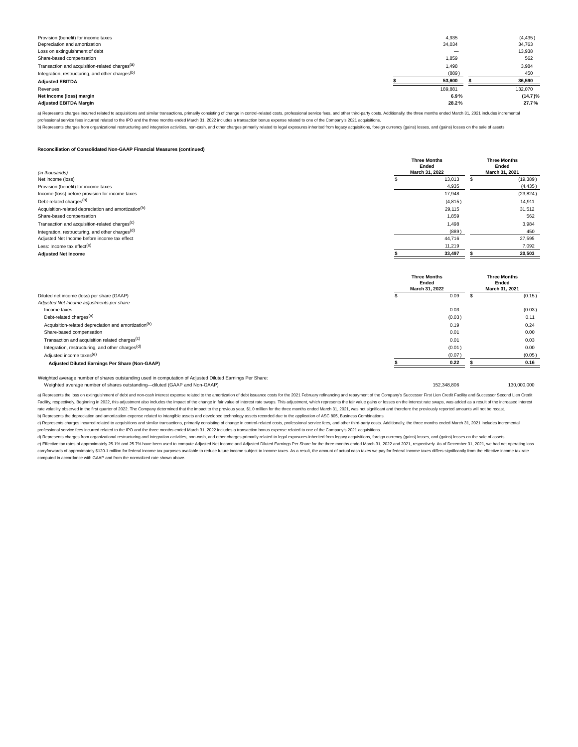| | | |
|---|---|---|
| Provision (benefit) for income taxes | 4,935 | (4,435) |
| Depreciation and amortization | 34,034 | 34,763 |
| Loss on extinguishment of debt | — | 13,938 |
| Share-based compensation | 1,859 | 562 |
| Transaction and acquisition-related charges[(a)] | 1,498 | 3,984 |
| Integration, restructuring, and other charges[(b)] | (889) | 450 |
| **Adjusted EBITDA** | **$ 53,600** | **$ 36,590** |
| Revenues | 189,881 | 132,070 |
| **Net income (loss) margin** | **6.9 %** | **(14.7)%** |
| **Adjusted EBITDA Margin** | **28.2 %** | **27.7 %** |

a) Represents charges incurred related to acquisitions and similar transactions, primarily consisting of change in control-related costs, professional service fees, and other third-party costs. Additionally, the three months ended March 31, 2021 includes incremental professional service fees incurred related to the IPO and the three months ended March 31, 2022 includes a transaction bonus expense related to one of the Company's 2021 acquisitions.

b) Represents charges from organizational restructuring and integration activities, non-cash, and other charges primarily related to legal exposures inherited from legacy acquisitions, foreign currency (gains) losses, and (gains) losses on the sale of assets.

**Reconciliation of Consolidated Non-GAAP Financial Measures (continued)**

| *(in thousands)* | Three Months Ended March 31, 2022 | Three Months Ended March 31, 2021 |
|---|---|---|
| Net income (loss) | $ 13,013 | $ (19,389) |
| Provision (benefit) for income taxes | 4,935 | (4,435) |
| Income (loss) before provision for income taxes | 17,948 | (23,824) |
| Debt-related charges[(a)] | (4,815) | 14,911 |
| Acquisition-related depreciation and amortization[(b)] | 29,115 | 31,512 |
| Share-based compensation | 1,859 | 562 |
| Transaction and acquisition-related charges[(c)] | 1,498 | 3,984 |
| Integration, restructuring, and other charges[(d)] | (889) | 450 |
| Adjusted Net Income before income tax effect | 44,716 | 27,595 |
| Less: Income tax effect[(e)] | 11,219 | 7,092 |
| **Adjusted Net Income** | **$ 33,497** | **$ 20,503** |

| | Three Months Ended March 31, 2022 | Three Months Ended March 31, 2021 |
|---|---|---|
| Diluted net income (loss) per share (GAAP) | $ 0.09 | $ (0.15) |
| *Adjusted Net Income adjustments per share* | | |
| Income taxes | 0.03 | (0.03) |
| Debt-related charges[(a)] | (0.03) | 0.11 |
| Acquisition-related depreciation and amortization[(b)] | 0.19 | 0.24 |
| Share-based compensation | 0.01 | 0.00 |
| Transaction and acquisition related charges[(c)] | 0.01 | 0.03 |
| Integration, restructuring, and other charges[(d)] | (0.01) | 0.00 |
| Adjusted income taxes[(e)] | (0.07) | (0.05) |
| **Adjusted Diluted Earnings Per Share (Non-GAAP)** | **$ 0.22** | **$ 0.16** |
| | | |
| Weighted average number of shares outstanding used in computation of Adjusted Diluted Earnings Per Share: | | |
| Weighted average number of shares outstanding—diluted (GAAP and Non-GAAP) | 152,348,806 | 130,000,000 |

a) Represents the loss on extinguishment of debt and non-cash interest expense related to the amortization of debt issuance costs for the 2021 February refinancing and repayment of the Company's Successor First Lien Credit Facility and Successor Second Lien Credit Facility, respectively. Beginning in 2022, this adjustment also includes the impact of the change in fair value of interest rate swaps. This adjustment, which represents the fair value gains or losses on the interest rate swaps, was added as a result of the increased interest rate volatility observed in the first quarter of 2022. The Company determined that the impact to the previous year, $1.0 million for the three months ended March 31, 2021, was not significant and therefore the previously reported amounts will not be recast.

b) Represents the depreciation and amortization expense related to intangible assets and developed technology assets recorded due to the application of ASC 805, Business Combinations.

c) Represents charges incurred related to acquisitions and similar transactions, primarily consisting of change in control-related costs, professional service fees, and other third-party costs. Additionally, the three months ended March 31, 2021 includes incremental professional service fees incurred related to the IPO and the three months ended March 31, 2022 includes a transaction bonus expense related to one of the Company's 2021 acquisitions.

d) Represents charges from organizational restructuring and integration activities, non-cash, and other charges primarily related to legal exposures inherited from legacy acquisitions, foreign currency (gains) losses, and (gains) losses on the sale of assets.

e) Effective tax rates of approximately 25.1% and 25.7% have been used to compute Adjusted Net Income and Adjusted Diluted Earnings Per Share for the three months ended March 31, 2022 and 2021, respectively. As of December 31, 2021, we had net operating loss carryforwards of approximately $120.1 million for federal income tax purposes available to reduce future income subject to income taxes. As a result, the amount of actual cash taxes we pay for federal income taxes differs significantly from the effective income tax rate computed in accordance with GAAP and from the normalized rate shown above.